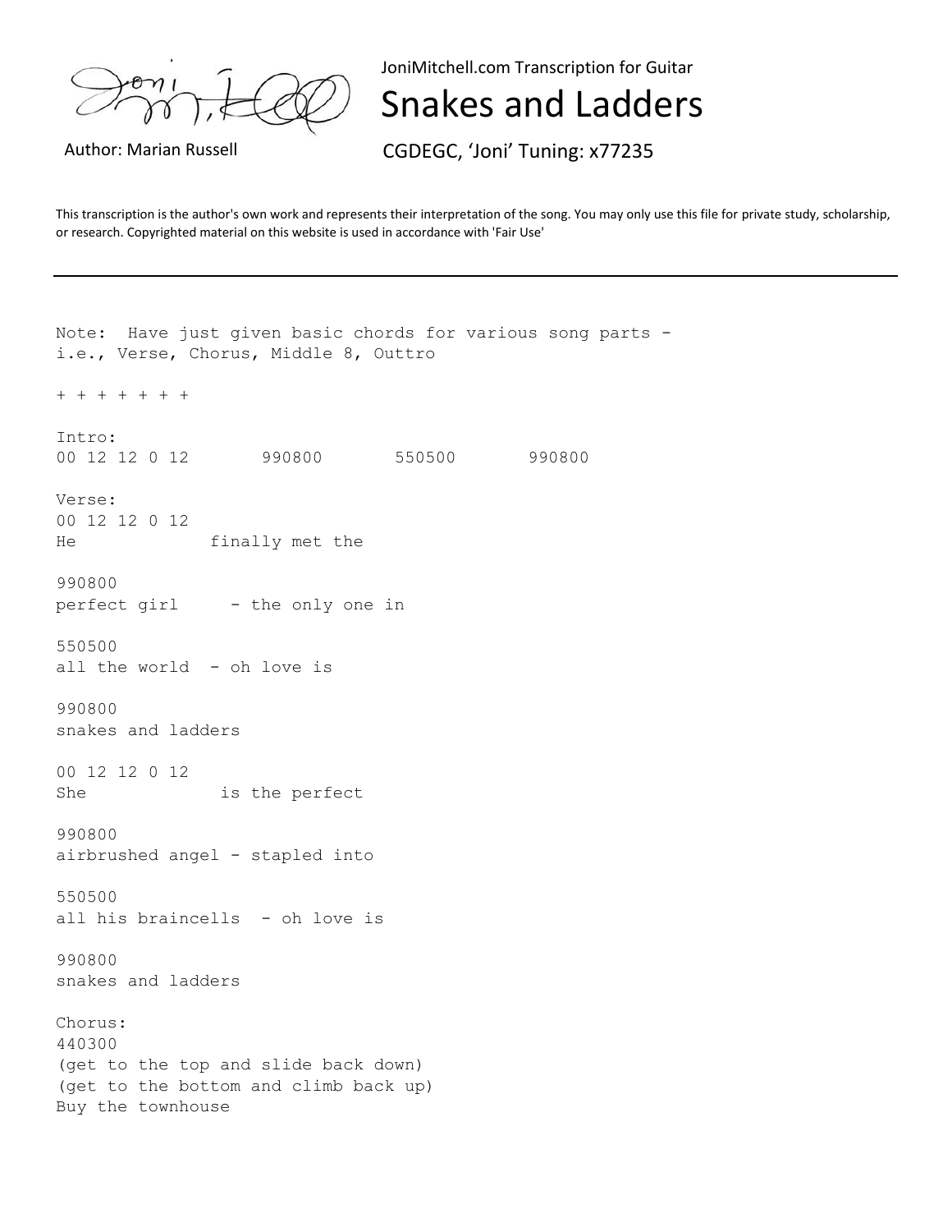JoniMitchell.com Transcription for Guitar

# Snakes and Ladders

Author: Marian Russell

CGDEGC, 'Joni' Tuning: x77235

This transcription is the author's own work and represents their interpretation of the song. You may only use this file for private study, scholarship, or research. Copyrighted material on this website is used in accordance with 'Fair Use'

---

```
Note:  Have just given basic chords for various song parts -
i.e., Verse, Chorus, Middle 8, Outtro

+ + + + + + +

Intro:
00 12 12 0 12       990800       550500       990800

Verse:
00 12 12 0 12
He             finally met the

990800
perfect girl     - the only one in

550500
all the world  - oh love is

990800
snakes and ladders

00 12 12 0 12
She             is the perfect

990800
airbrushed angel - stapled into

550500
all his braincells  - oh love is

990800
snakes and ladders

Chorus:
440300
(get to the top and slide back down)
(get to the bottom and climb back up)
Buy the townhouse
```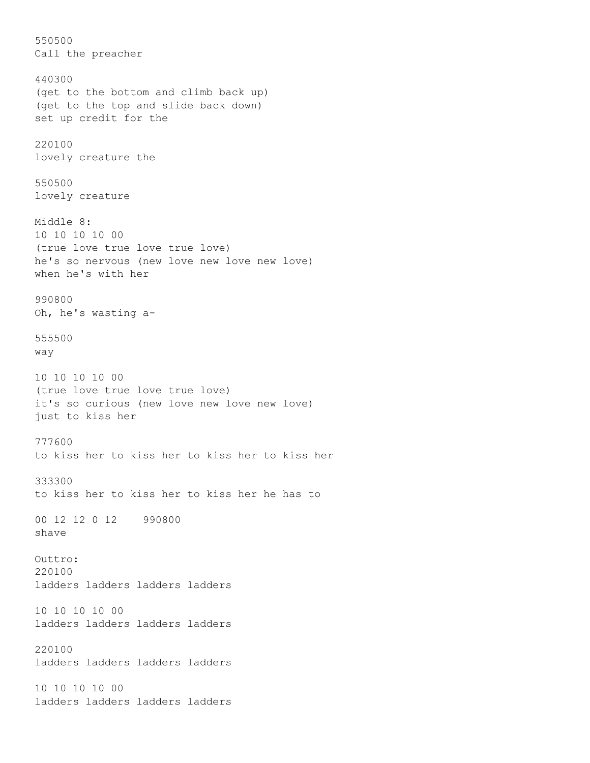550500
Call the preacher

440300
(get to the bottom and climb back up)
(get to the top and slide back down)
set up credit for the

220100
lovely creature the

550500
lovely creature

Middle 8:
10 10 10 10 00
(true love true love true love)
he's so nervous (new love new love new love)
when he's with her

990800
Oh, he's wasting a-

555500
way

10 10 10 10 00
(true love true love true love)
it's so curious (new love new love new love)
just to kiss her

777600
to kiss her to kiss her to kiss her to kiss her

333300
to kiss her to kiss her to kiss her he has to

00 12 12 0 12    990800
shave

Outtro:
220100
ladders ladders ladders ladders

10 10 10 10 00
ladders ladders ladders ladders

220100
ladders ladders ladders ladders

10 10 10 10 00
ladders ladders ladders ladders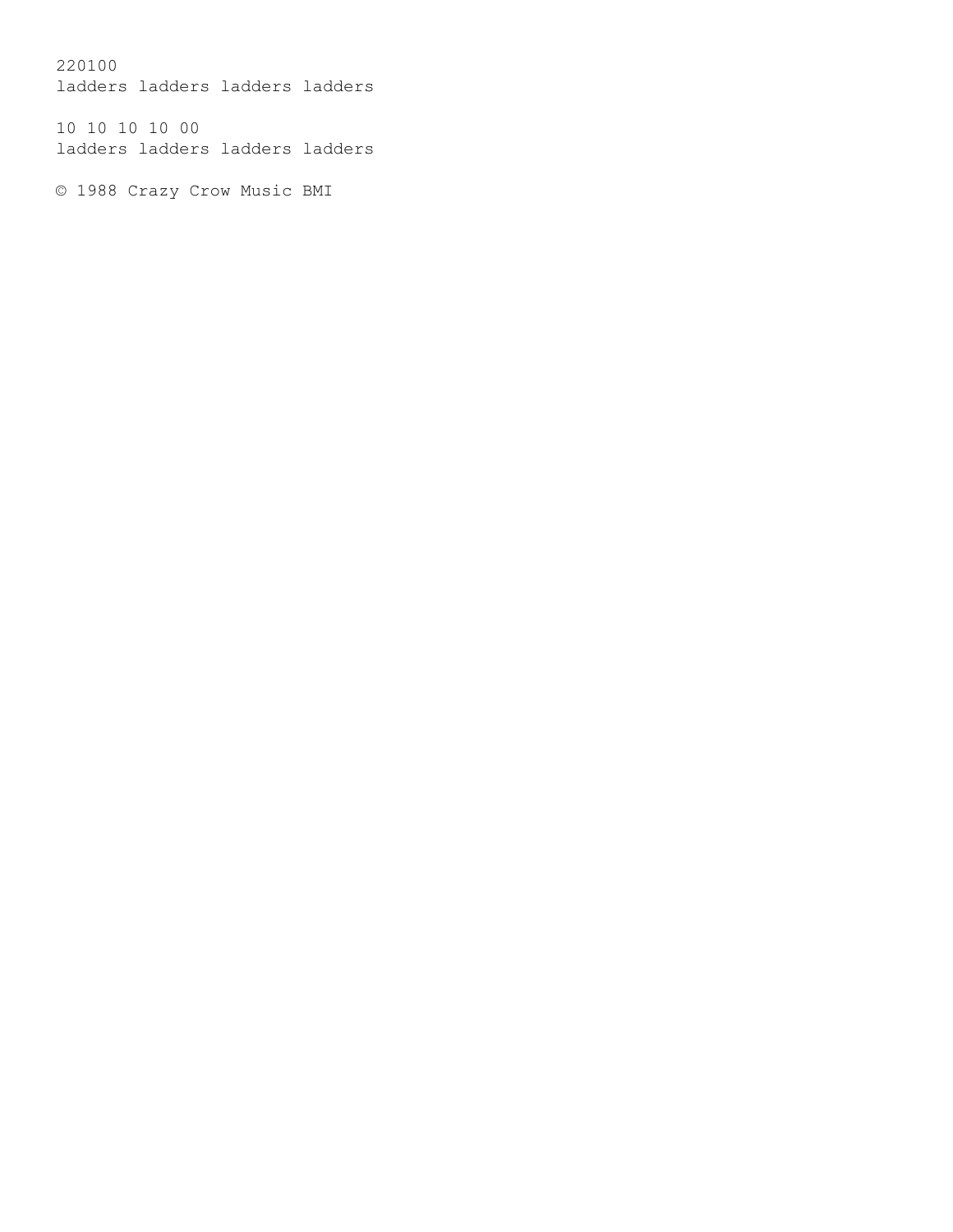220100
ladders ladders ladders ladders

10 10 10 10 00
ladders ladders ladders ladders

© 1988 Crazy Crow Music BMI